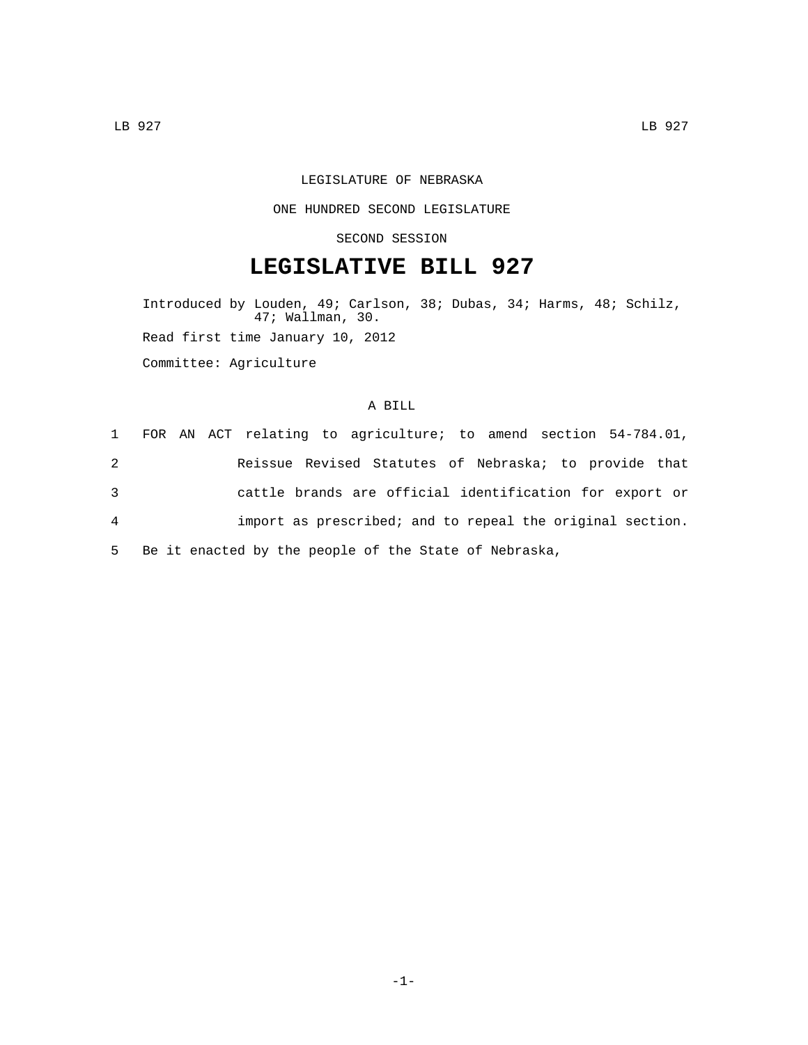LEGISLATURE OF NEBRASKA

ONE HUNDRED SECOND LEGISLATURE

SECOND SESSION

# LEGISLATIVE BILL 927

Introduced by Louden, 49; Carlson, 38; Dubas, 34; Harms, 48; Schilz, 47; Wallman, 30.

Read first time January 10, 2012

Committee: Agriculture

A BILL

1 FOR AN ACT relating to agriculture; to amend section 54-784.01,
2 Reissue Revised Statutes of Nebraska; to provide that
3 cattle brands are official identification for export or
4 import as prescribed; and to repeal the original section.
5 Be it enacted by the people of the State of Nebraska,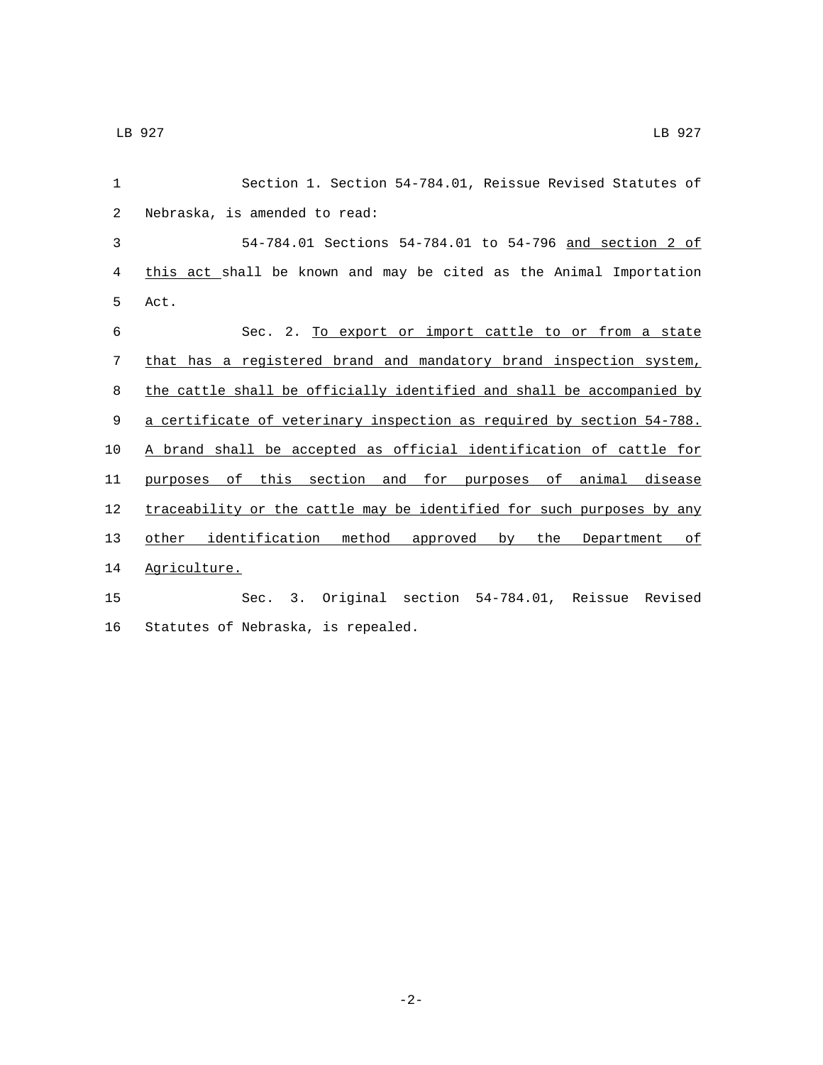Section 1. Section 54-784.01, Reissue Revised Statutes of Nebraska, is amended to read:

54-784.01 Sections 54-784.01 to 54-796 <u>and section 2 of this act </u>shall be known and may be cited as the Animal Importation Act.

Sec. 2. <u>To export or import cattle to or from a state that has a registered brand and mandatory brand inspection system, the cattle shall be officially identified and shall be accompanied by a certificate of veterinary inspection as required by section 54-788. A brand shall be accepted as official identification of cattle for purposes of this section and for purposes of animal disease traceability or the cattle may be identified for such purposes by any other identification method approved by the Department of Agriculture.</u>

Sec. 3. Original section 54-784.01, Reissue Revised Statutes of Nebraska, is repealed.